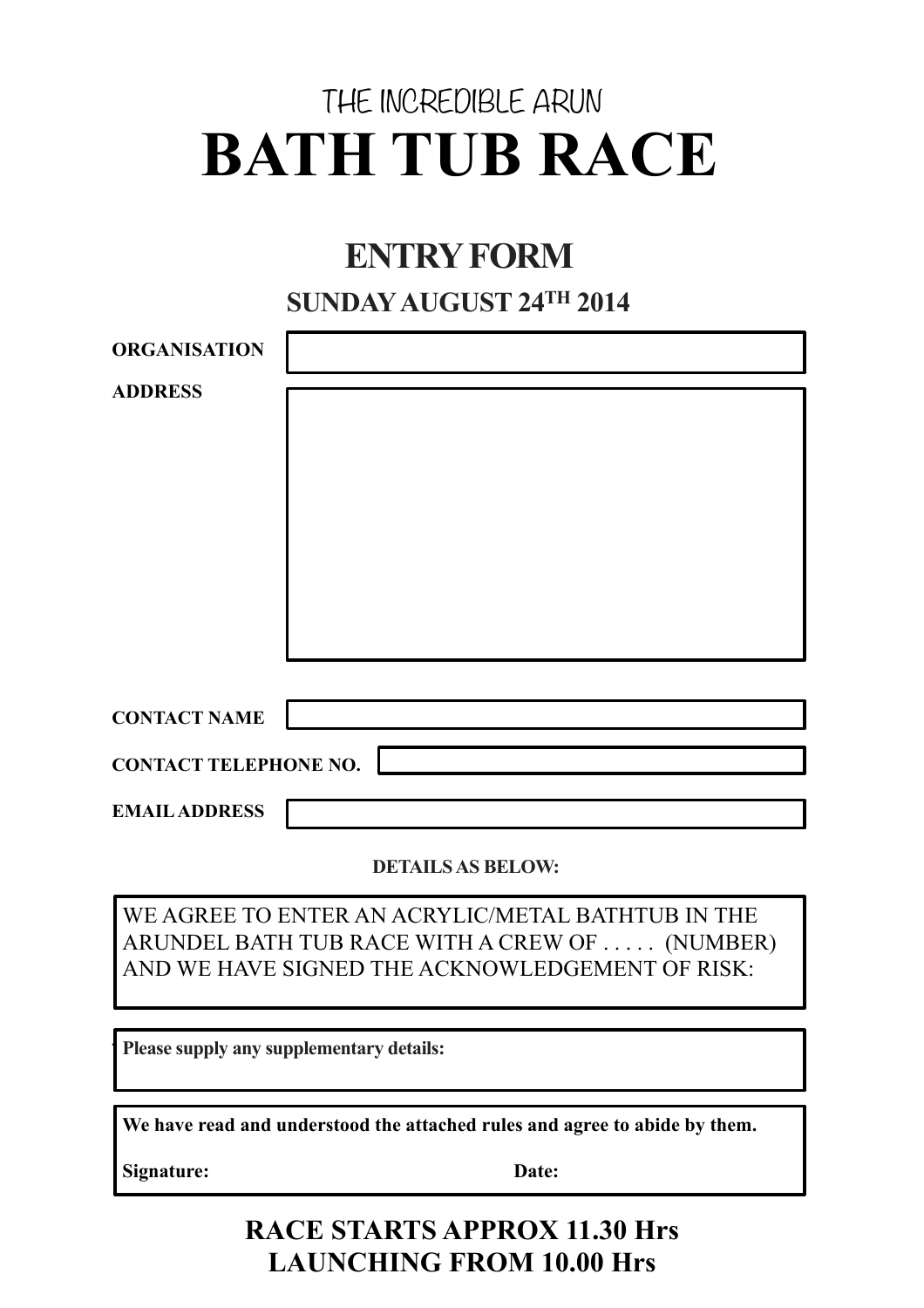THE INCREDIBLE ARUN

# BATH TUB RACE

## ENTRY FORM

### SUNDAY AUGUST 24TH 2014

**ORGANISATION**

**ADDRESS**

**CONTACT NAME**

**CONTACT TELEPHONE NO.**

**EMAIL ADDRESS**

**DETAILS AS BELOW:**

WE AGREE TO ENTER AN ACRYLIC/METAL BATHTUB IN THE ARUNDEL BATH TUB RACE WITH A CREW OF . . . . . (NUMBER) AND WE HAVE SIGNED THE ACKNOWLEDGEMENT OF RISK:

**Please supply any supplementary details:**

**We have read and understood the attached rules and agree to abide by them.**

**Signature:** **Date:**

**RACE STARTS APPROX 11.30 Hrs**
**LAUNCHING FROM 10.00 Hrs**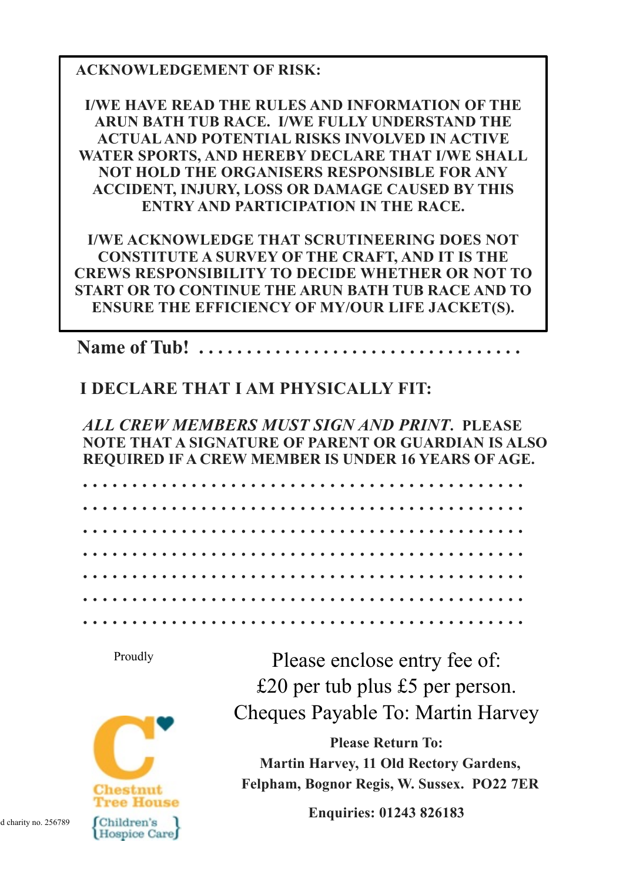**ACKNOWLEDGEMENT OF RISK:**

**I/WE HAVE READ THE RULES AND INFORMATION OF THE ARUN BATH TUB RACE. I/WE FULLY UNDERSTAND THE ACTUAL AND POTENTIAL RISKS INVOLVED IN ACTIVE WATER SPORTS, AND HEREBY DECLARE THAT I/WE SHALL NOT HOLD THE ORGANISERS RESPONSIBLE FOR ANY ACCIDENT, INJURY, LOSS OR DAMAGE CAUSED BY THIS ENTRY AND PARTICIPATION IN THE RACE.**

**I/WE ACKNOWLEDGE THAT SCRUTINEERING DOES NOT CONSTITUTE A SURVEY OF THE CRAFT, AND IT IS THE CREWS RESPONSIBILITY TO DECIDE WHETHER OR NOT TO START OR TO CONTINUE THE ARUN BATH TUB RACE AND TO ENSURE THE EFFICIENCY OF MY/OUR LIFE JACKET(S).**

**Name of Tub! . . . . . . . . . . . . . . . . . . . . . . . . . . . . . . . . .**

**I DECLARE THAT I AM PHYSICALLY FIT:**

***ALL CREW MEMBERS MUST SIGN AND PRINT*. PLEASE NOTE THAT A SIGNATURE OF PARENT OR GUARDIAN IS ALSO REQUIRED IF A CREW MEMBER IS UNDER 16 YEARS OF AGE.**

. . . . . . . . . . . . . . . . . . . . . . . . . . . . . . . . . . . . . . . . . . . .

. . . . . . . . . . . . . . . . . . . . . . . . . . . . . . . . . . . . . . . . . . . .

. . . . . . . . . . . . . . . . . . . . . . . . . . . . . . . . . . . . . . . . . . . .

. . . . . . . . . . . . . . . . . . . . . . . . . . . . . . . . . . . . . . . . . . . .

. . . . . . . . . . . . . . . . . . . . . . . . . . . . . . . . . . . . . . . . . . . .

. . . . . . . . . . . . . . . . . . . . . . . . . . . . . . . . . . . . . . . . . . . .

. . . . . . . . . . . . . . . . . . . . . . . . . . . . . . . . . . . . . . . . . . . .

Proudly

Chestnut Tree House

{Children's Hospice Care}

d charity no. 256789

Please enclose entry fee of:
£20 per tub plus £5 per person.
Cheques Payable To: Martin Harvey

**Please Return To:**
**Martin Harvey, 11 Old Rectory Gardens, Felpham, Bognor Regis, W. Sussex. PO22 7ER**

**Enquiries: 01243 826183**